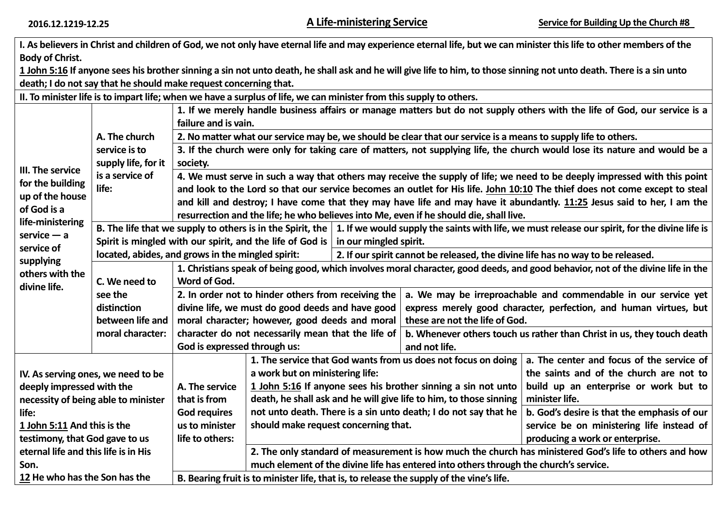2016.12.1219-12.25

# A Life-ministering Service

Service for Building Up the Church #8

**I. As believers in Christ and children of God, we not only have eternal life and may experience eternal life, but we can minister this life to other members of the Body of Christ.**

**1 John 5:16 If anyone sees his brother sinning a sin not unto death, he shall ask and he will give life to him, to those sinning not unto death. There is a sin unto death; I do not say that he should make request concerning that.**

**II. To minister life is to impart life; when we have a surplus of life, we can minister from this supply to others.**

**III. The service for the building up of the house of God is a life-ministering service — a service of supplying others with the divine life.**

**A. The church service is to supply life, for it is a service of life:**

1. If we merely handle business affairs or manage matters but do not supply others with the life of God, our service is a failure and is vain.
2. No matter what our service may be, we should be clear that our service is a means to supply life to others.
3. If the church were only for taking care of matters, not supplying life, the church would lose its nature and would be a society.
4. We must serve in such a way that others may receive the supply of life; we need to be deeply impressed with this point and look to the Lord so that our service becomes an outlet for His life. John 10:10 The thief does not come except to steal and kill and destroy; I have come that they may have life and may have it abundantly. 11:25 Jesus said to her, I am the resurrection and the life; he who believes into Me, even if he should die, shall live.

**B. The life that we supply to others is in the Spirit, the Spirit is mingled with our spirit, and the life of God is located, abides, and grows in the mingled spirit:**

1. If we would supply the saints with life, we must release our spirit, for the divine life is in our mingled spirit.
2. If our spirit cannot be released, the divine life has no way to be released.

**C. We need to see the distinction between life and moral character:**

1. Christians speak of being good, which involves moral character, good deeds, and good behavior, not of the divine life in the Word of God.
2. In order not to hinder others from receiving the divine life, we must do good deeds and have good moral character; however, good deeds and moral character do not necessarily mean that the life of God is expressed through us:
   a. We may be irreproachable and commendable in our service yet express merely good character, perfection, and human virtues, but these are not the life of God.
   b. Whenever others touch us rather than Christ in us, they touch death and not life.

**IV. As serving ones, we need to be deeply impressed with the necessity of being able to minister life:**
**1 John 5:11 And this is the testimony, that God gave to us eternal life and this life is in His Son.**
**12 He who has the Son has the**

**A. The service that is from God requires us to minister life to others:**

1. The service that God wants from us does not focus on doing a work but on ministering life:
   1 John 5:16 If anyone sees his brother sinning a sin not unto death, he shall ask and he will give life to him, to those sinning not unto death. There is a sin unto death; I do not say that he should make request concerning that.
   a. The center and focus of the service of the saints and of the church are not to build up an enterprise or work but to minister life.
   b. God's desire is that the emphasis of our service be on ministering life instead of producing a work or enterprise.
2. The only standard of measurement is how much the church has ministered God's life to others and how much element of the divine life has entered into others through the church's service.

**B. Bearing fruit is to minister life, that is, to release the supply of the vine's life.**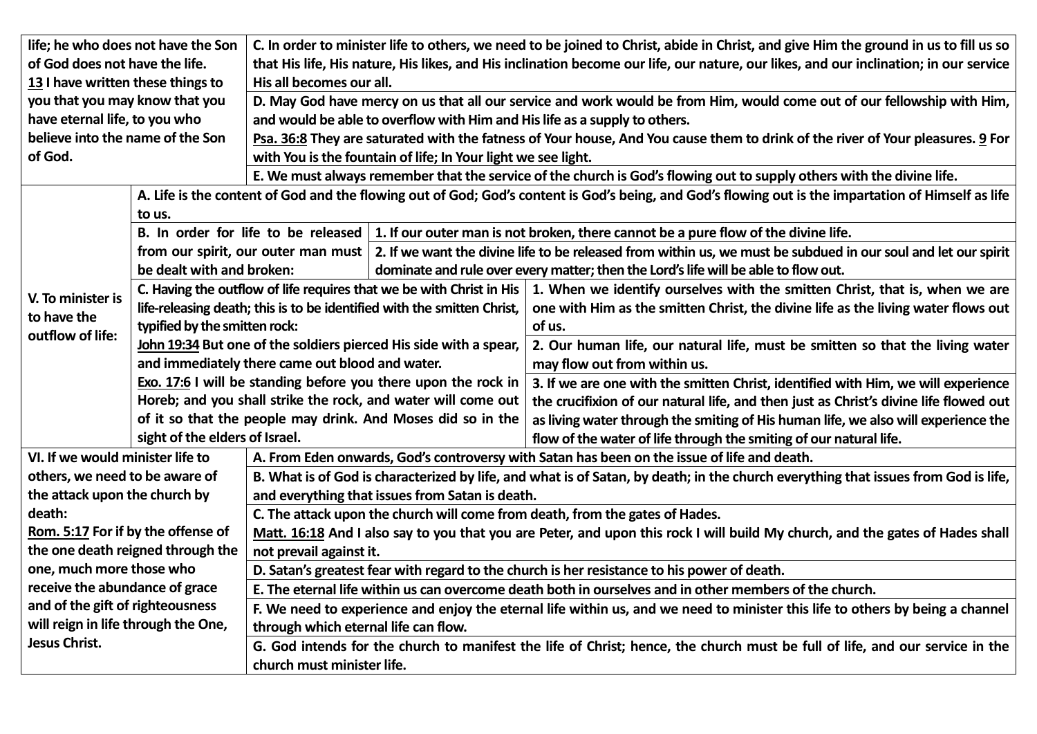| | |
|---|---|
| life; he who does not have the Son of God does not have the life. <u>13</u> I have written these things to you that you may know that you have eternal life, to you who believe into the name of the Son of God. | C. In order to minister life to others, we need to be joined to Christ, abide in Christ, and give Him the ground in us to fill us so that His life, His nature, His likes, and His inclination become our life, our nature, our likes, and our inclination; in our service His all becomes our all. |
| | D. May God have mercy on us that all our service and work would be from Him, would come out of our fellowship with Him, and would be able to overflow with Him and His life as a supply to others. <u>Psa. 36:8</u> They are saturated with the fatness of Your house, And You cause them to drink of the river of Your pleasures. <u>9</u> For with You is the fountain of life; In Your light we see light. |
| | E. We must always remember that the service of the church is God's flowing out to supply others with the divine life. |

| | | |
|---|---|---|
| **V. To minister is to have the outflow of life:** | A. Life is the content of God and the flowing out of God; God's content is God's being, and God's flowing out is the impartation of Himself as life to us. | |
| | B. In order for life to be released from our spirit, our outer man must be dealt with and broken: | 1. If our outer man is not broken, there cannot be a pure flow of the divine life. |
| | | 2. If we want the divine life to be released from within us, we must be subdued in our soul and let our spirit dominate and rule over every matter; then the Lord's life will be able to flow out. |
| | C. Having the outflow of life requires that we be with Christ in His life-releasing death; this is to be identified with the smitten Christ, typified by the smitten rock: <u>John 19:34</u> But one of the soldiers pierced His side with a spear, and immediately there came out blood and water. <u>Exo. 17:6</u> I will be standing before you there upon the rock in Horeb; and you shall strike the rock, and water will come out of it so that the people may drink. And Moses did so in the sight of the elders of Israel. | 1. When we identify ourselves with the smitten Christ, that is, when we are one with Him as the smitten Christ, the divine life as the living water flows out of us. |
| | | 2. Our human life, our natural life, must be smitten so that the living water may flow out from within us. |
| | | 3. If we are one with the smitten Christ, identified with Him, we will experience the crucifixion of our natural life, and then just as Christ's divine life flowed out as living water through the smiting of His human life, we also will experience the flow of the water of life through the smiting of our natural life. |

| | |
|---|---|
| **VI. If we would minister life to others, we need to be aware of the attack upon the church by death:** <u>Rom. 5:17</u> For if by the offense of the one death reigned through the one, much more those who receive the abundance of grace and of the gift of righteousness will reign in life through the One, Jesus Christ. | A. From Eden onwards, God's controversy with Satan has been on the issue of life and death. |
| | B. What is of God is characterized by life, and what is of Satan, by death; in the church everything that issues from God is life, and everything that issues from Satan is death. |
| | C. The attack upon the church will come from death, from the gates of Hades. <u>Matt. 16:18</u> And I also say to you that you are Peter, and upon this rock I will build My church, and the gates of Hades shall not prevail against it. |
| | D. Satan's greatest fear with regard to the church is her resistance to his power of death. |
| | E. The eternal life within us can overcome death both in ourselves and in other members of the church. |
| | F. We need to experience and enjoy the eternal life within us, and we need to minister this life to others by being a channel through which eternal life can flow. |
| | G. God intends for the church to manifest the life of Christ; hence, the church must be full of life, and our service in the church must minister life. |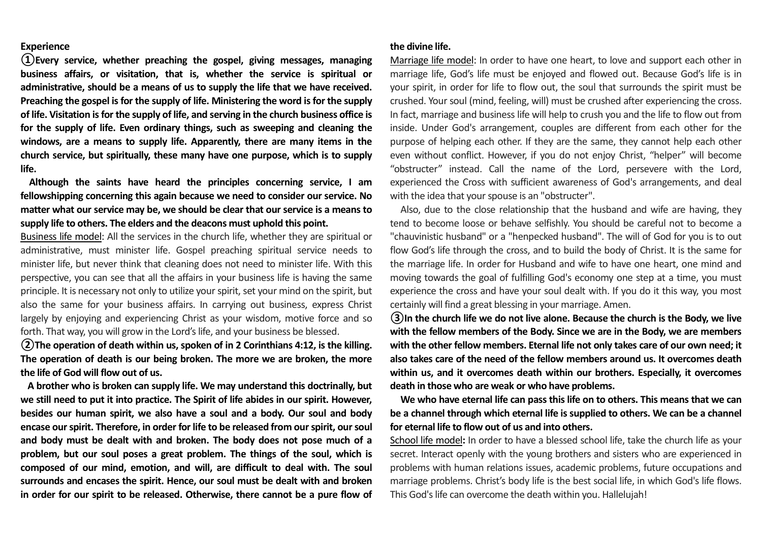**Experience**

**①Every service, whether preaching the gospel, giving messages, managing business affairs, or visitation, that is, whether the service is spiritual or administrative, should be a means of us to supply the life that we have received. Preaching the gospel is for the supply of life. Ministering the word is for the supply of life. Visitation is for the supply of life, and serving in the church business office is for the supply of life. Even ordinary things, such as sweeping and cleaning the windows, are a means to supply life. Apparently, there are many items in the church service, but spiritually, these many have one purpose, which is to supply life.**

**Although the saints have heard the principles concerning service, I am fellowshipping concerning this again because we need to consider our service. No matter what our service may be, we should be clear that our service is a means to supply life to others. The elders and the deacons must uphold this point.**

<u>Business life model</u>: All the services in the church life, whether they are spiritual or administrative, must minister life. Gospel preaching spiritual service needs to minister life, but never think that cleaning does not need to minister life. With this perspective, you can see that all the affairs in your business life is having the same principle. It is necessary not only to utilize your spirit, set your mind on the spirit, but also the same for your business affairs. In carrying out business, express Christ largely by enjoying and experiencing Christ as your wisdom, motive force and so forth. That way, you will grow in the Lord's life, and your business be blessed.

**②The operation of death within us, spoken of in 2 Corinthians 4:12, is the killing. The operation of death is our being broken. The more we are broken, the more the life of God will flow out of us.**

**A brother who is broken can supply life. We may understand this doctrinally, but we still need to put it into practice. The Spirit of life abides in our spirit. However, besides our human spirit, we also have a soul and a body. Our soul and body encase our spirit. Therefore, in order for life to be released from our spirit, our soul and body must be dealt with and broken. The body does not pose much of a problem, but our soul poses a great problem. The things of the soul, which is composed of our mind, emotion, and will, are difficult to deal with. The soul surrounds and encases the spirit. Hence, our soul must be dealt with and broken in order for our spirit to be released. Otherwise, there cannot be a pure flow of the divine life.**

<u>Marriage life model</u>: In order to have one heart, to love and support each other in marriage life, God's life must be enjoyed and flowed out. Because God's life is in your spirit, in order for life to flow out, the soul that surrounds the spirit must be crushed. Your soul (mind, feeling, will) must be crushed after experiencing the cross. In fact, marriage and business life will help to crush you and the life to flow out from inside. Under God's arrangement, couples are different from each other for the purpose of helping each other. If they are the same, they cannot help each other even without conflict. However, if you do not enjoy Christ, "helper" will become "obstructer" instead. Call the name of the Lord, persevere with the Lord, experienced the Cross with sufficient awareness of God's arrangements, and deal with the idea that your spouse is an "obstructer".

Also, due to the close relationship that the husband and wife are having, they tend to become loose or behave selfishly. You should be careful not to become a "chauvinistic husband" or a "henpecked husband". The will of God for you is to out flow God's life through the cross, and to build the body of Christ. It is the same for the marriage life. In order for Husband and wife to have one heart, one mind and moving towards the goal of fulfilling God's economy one step at a time, you must experience the cross and have your soul dealt with. If you do it this way, you most certainly will find a great blessing in your marriage. Amen.

**③In the church life we do not live alone. Because the church is the Body, we live with the fellow members of the Body. Since we are in the Body, we are members with the other fellow members. Eternal life not only takes care of our own need; it also takes care of the need of the fellow members around us. It overcomes death within us, and it overcomes death within our brothers. Especially, it overcomes death in those who are weak or who have problems.**

**We who have eternal life can pass this life on to others. This means that we can be a channel through which eternal life is supplied to others. We can be a channel for eternal life to flow out of us and into others.**

<u>School life model</u>**:** In order to have a blessed school life, take the church life as your secret. Interact openly with the young brothers and sisters who are experienced in problems with human relations issues, academic problems, future occupations and marriage problems. Christ's body life is the best social life, in which God's life flows. This God's life can overcome the death within you. Hallelujah!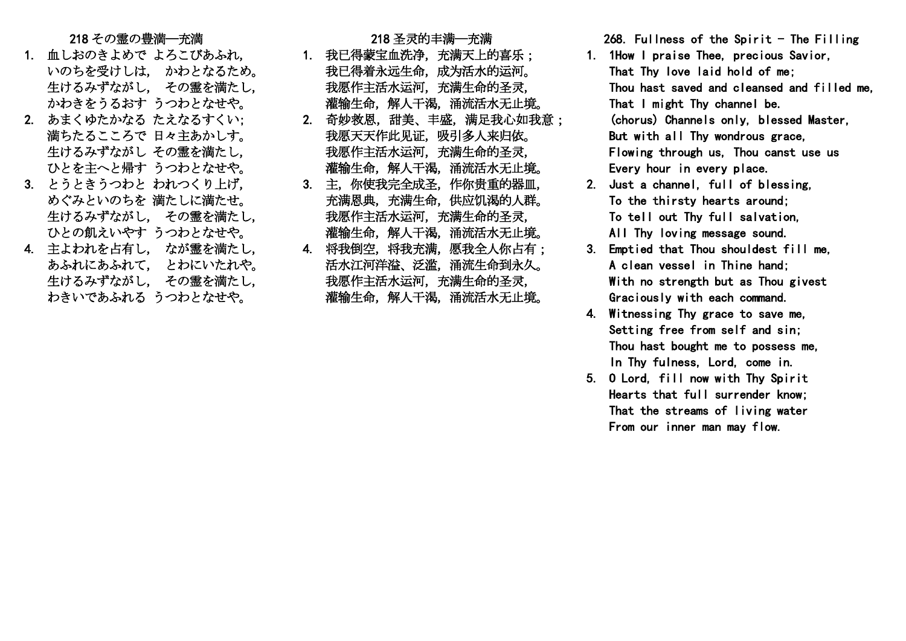## 218 その霊の豊満—充満

1. 血しおのきよめで よろこびあふれ,
   いのちを受けしは, かわとなるため。
   生けるみずながし, その霊を満たし,
   かわきをうるおす うつわとなせや。
2. あまくゆたかなる たえなるすくい;
   満ちたるこころで 日々主あかしす。
   生けるみずながし その霊を満たし,
   ひとを主へと帰す うつわとなせや。
3. とうときうつわと われつくり上げ,
   めぐみといのちを 満たしに満たせ。
   生けるみずながし, その霊を満たし,
   ひとの飢えいやす うつわとなせや。
4. 主よわれを占有し, なが霊を満たし,
   あふれにあふれて, とわにいたれや。
   生けるみずながし, その霊を満たし,
   わきいであふれる うつわとなせや。

## 218 圣灵的丰满—充满

1. 我已得蒙宝血洗净，充满天上的喜乐；
   我已得着永远生命，成为活水的运河。
   我愿作主活水运河，充满生命的圣灵，
   灌输生命，解人干渴，涌流活水无止境。
2. 奇妙救恩，甜美、丰盛，满足我心如我意；
   我愿天天作此见证，吸引多人来归依。
   我愿作主活水运河，充满生命的圣灵，
   灌输生命，解人干渴，涌流活水无止境。
3. 主，你使我完全成圣，作你贵重的器皿，
   充满恩典，充满生命，供应饥渴的人群。
   我愿作主活水运河，充满生命的圣灵，
   灌输生命，解人干渴，涌流活水无止境。
4. 将我倒空，将我充满，愿我全人你占有；
   活水江河洋溢、泛滥，涌流生命到永久。
   我愿作主活水运河，充满生命的圣灵，
   灌输生命，解人干渴，涌流活水无止境。

## 268. Fullness of the Spirit - The Filling

1. 1How I praise Thee, precious Savior,
   That Thy love laid hold of me;
   Thou hast saved and cleansed and filled me,
   That I might Thy channel be.
   (chorus) Channels only, blessed Master,
   But with all Thy wondrous grace,
   Flowing through us, Thou canst use us
   Every hour in every place.
2. Just a channel, full of blessing,
   To the thirsty hearts around;
   To tell out Thy full salvation,
   All Thy loving message sound.
3. Emptied that Thou shouldest fill me,
   A clean vessel in Thine hand;
   With no strength but as Thou givest
   Graciously with each command.
4. Witnessing Thy grace to save me,
   Setting free from self and sin;
   Thou hast bought me to possess me,
   In Thy fulness, Lord, come in.
5. O Lord, fill now with Thy Spirit
   Hearts that full surrender know;
   That the streams of living water
   From our inner man may flow.